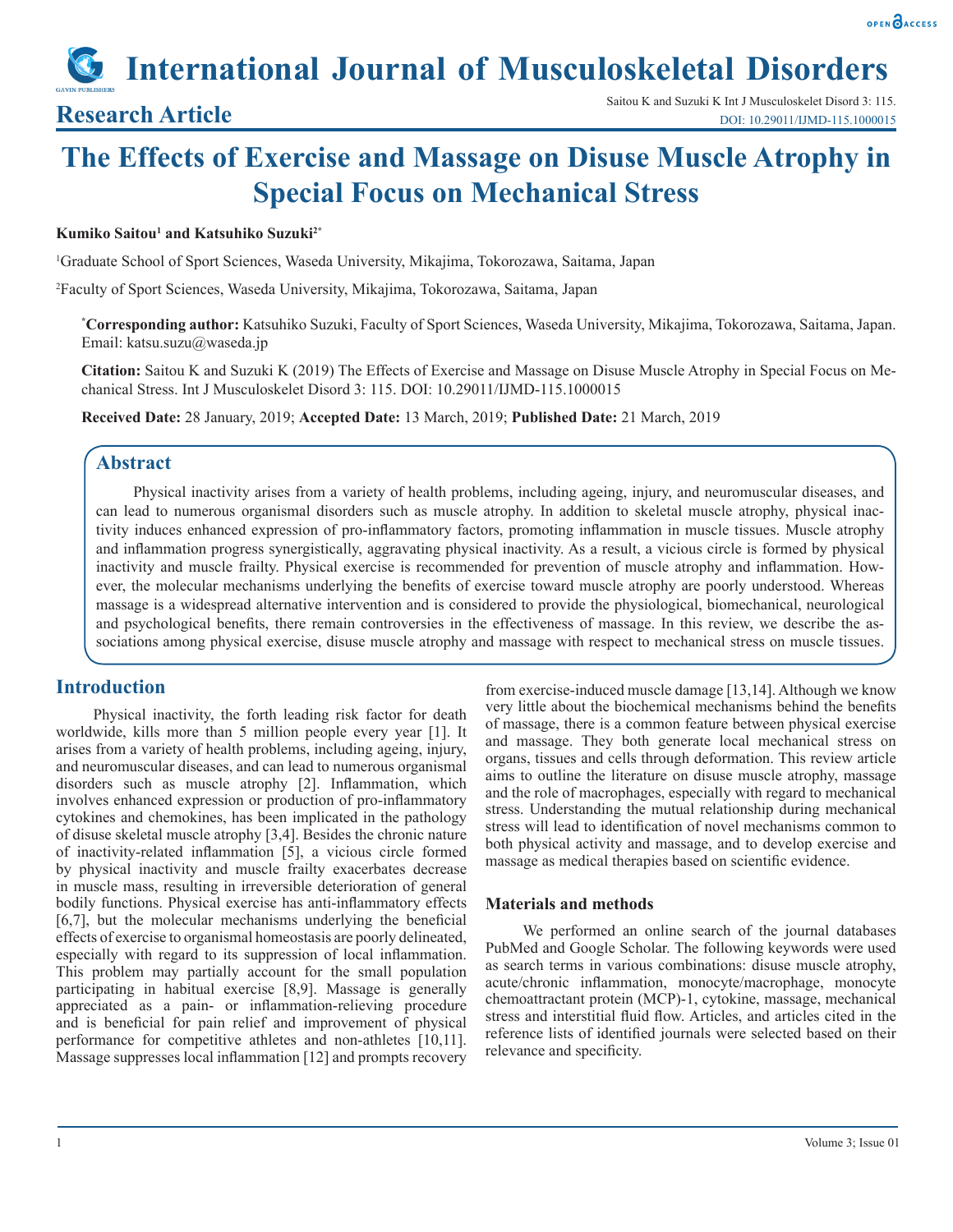## Research Article

# The Effects of Exercise and Massage on Disuse Muscle Atrophy in Special Focus on Mechanical Stress

**Kumiko Saitou[1] and Katsuhiko Suzuki[2*]**

[1]Graduate School of Sport Sciences, Waseda University, Mikajima, Tokorozawa, Saitama, Japan

[2]Faculty of Sport Sciences, Waseda University, Mikajima, Tokorozawa, Saitama, Japan

[*]**Corresponding author:** Katsuhiko Suzuki, Faculty of Sport Sciences, Waseda University, Mikajima, Tokorozawa, Saitama, Japan. Email: katsu.suzu@waseda.jp

**Citation:** Saitou K and Suzuki K (2019) The Effects of Exercise and Massage on Disuse Muscle Atrophy in Special Focus on Mechanical Stress. Int J Musculoskelet Disord 3: 115. DOI: 10.29011/IJMD-115.1000015

**Received Date:** 28 January, 2019; **Accepted Date:** 13 March, 2019; **Published Date:** 21 March, 2019

## Abstract

Physical inactivity arises from a variety of health problems, including ageing, injury, and neuromuscular diseases, and can lead to numerous organismal disorders such as muscle atrophy. In addition to skeletal muscle atrophy, physical inactivity induces enhanced expression of pro-inflammatory factors, promoting inflammation in muscle tissues. Muscle atrophy and inflammation progress synergistically, aggravating physical inactivity. As a result, a vicious circle is formed by physical inactivity and muscle frailty. Physical exercise is recommended for prevention of muscle atrophy and inflammation. However, the molecular mechanisms underlying the benefits of exercise toward muscle atrophy are poorly understood. Whereas massage is a widespread alternative intervention and is considered to provide the physiological, biomechanical, neurological and psychological benefits, there remain controversies in the effectiveness of massage. In this review, we describe the associations among physical exercise, disuse muscle atrophy and massage with respect to mechanical stress on muscle tissues.

## Introduction

Physical inactivity, the forth leading risk factor for death worldwide, kills more than 5 million people every year [1]. It arises from a variety of health problems, including ageing, injury, and neuromuscular diseases, and can lead to numerous organismal disorders such as muscle atrophy [2]. Inflammation, which involves enhanced expression or production of pro-inflammatory cytokines and chemokines, has been implicated in the pathology of disuse skeletal muscle atrophy [3,4]. Besides the chronic nature of inactivity-related inflammation [5], a vicious circle formed by physical inactivity and muscle frailty exacerbates decrease in muscle mass, resulting in irreversible deterioration of general bodily functions. Physical exercise has anti-inflammatory effects [6,7], but the molecular mechanisms underlying the beneficial effects of exercise to organismal homeostasis are poorly delineated, especially with regard to its suppression of local inflammation. This problem may partially account for the small population participating in habitual exercise [8,9]. Massage is generally appreciated as a pain- or inflammation-relieving procedure and is beneficial for pain relief and improvement of physical performance for competitive athletes and non-athletes [10,11]. Massage suppresses local inflammation [12] and prompts recovery from exercise-induced muscle damage [13,14]. Although we know very little about the biochemical mechanisms behind the benefits of massage, there is a common feature between physical exercise and massage. They both generate local mechanical stress on organs, tissues and cells through deformation. This review article aims to outline the literature on disuse muscle atrophy, massage and the role of macrophages, especially with regard to mechanical stress. Understanding the mutual relationship during mechanical stress will lead to identification of novel mechanisms common to both physical activity and massage, and to develop exercise and massage as medical therapies based on scientific evidence.

### Materials and methods

We performed an online search of the journal databases PubMed and Google Scholar. The following keywords were used as search terms in various combinations: disuse muscle atrophy, acute/chronic inflammation, monocyte/macrophage, monocyte chemoattractant protein (MCP)-1, cytokine, massage, mechanical stress and interstitial fluid flow. Articles, and articles cited in the reference lists of identified journals were selected based on their relevance and specificity.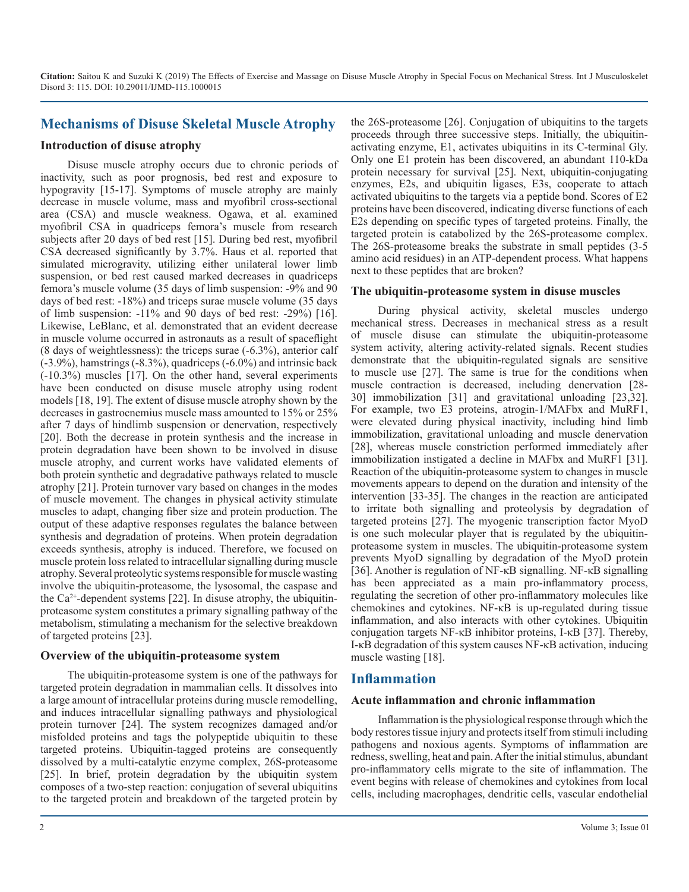## Mechanisms of Disuse Skeletal Muscle Atrophy

### Introduction of disuse atrophy

Disuse muscle atrophy occurs due to chronic periods of inactivity, such as poor prognosis, bed rest and exposure to hypogravity [15-17]. Symptoms of muscle atrophy are mainly decrease in muscle volume, mass and myofibril cross-sectional area (CSA) and muscle weakness. Ogawa, et al. examined myofibril CSA in quadriceps femora's muscle from research subjects after 20 days of bed rest [15]. During bed rest, myofibril CSA decreased significantly by 3.7%. Haus et al. reported that simulated microgravity, utilizing either unilateral lower limb suspension, or bed rest caused marked decreases in quadriceps femora's muscle volume (35 days of limb suspension: -9% and 90 days of bed rest: -18%) and triceps surae muscle volume (35 days of limb suspension: -11% and 90 days of bed rest: -29%) [16]. Likewise, LeBlanc, et al. demonstrated that an evident decrease in muscle volume occurred in astronauts as a result of spaceflight (8 days of weightlessness): the triceps surae (-6.3%), anterior calf (-3.9%), hamstrings (-8.3%), quadriceps (-6.0%) and intrinsic back (-10.3%) muscles [17]. On the other hand, several experiments have been conducted on disuse muscle atrophy using rodent models [18, 19]. The extent of disuse muscle atrophy shown by the decreases in gastrocnemius muscle mass amounted to 15% or 25% after 7 days of hindlimb suspension or denervation, respectively [20]. Both the decrease in protein synthesis and the increase in protein degradation have been shown to be involved in disuse muscle atrophy, and current works have validated elements of both protein synthetic and degradative pathways related to muscle atrophy [21]. Protein turnover vary based on changes in the modes of muscle movement. The changes in physical activity stimulate muscles to adapt, changing fiber size and protein production. The output of these adaptive responses regulates the balance between synthesis and degradation of proteins. When protein degradation exceeds synthesis, atrophy is induced. Therefore, we focused on muscle protein loss related to intracellular signalling during muscle atrophy. Several proteolytic systems responsible for muscle wasting involve the ubiquitin-proteasome, the lysosomal, the caspase and the $Ca^{2+}$-dependent systems [22]. In disuse atrophy, the ubiquitin-proteasome system constitutes a primary signalling pathway of the metabolism, stimulating a mechanism for the selective breakdown of targeted proteins [23].

### Overview of the ubiquitin-proteasome system

The ubiquitin-proteasome system is one of the pathways for targeted protein degradation in mammalian cells. It dissolves into a large amount of intracellular proteins during muscle remodelling, and induces intracellular signalling pathways and physiological protein turnover [24]. The system recognizes damaged and/or misfolded proteins and tags the polypeptide ubiquitin to these targeted proteins. Ubiquitin-tagged proteins are consequently dissolved by a multi-catalytic enzyme complex, 26S-proteasome [25]. In brief, protein degradation by the ubiquitin system composes of a two-step reaction: conjugation of several ubiquitins to the targeted protein and breakdown of the targeted protein by the 26S-proteasome [26]. Conjugation of ubiquitins to the targets proceeds through three successive steps. Initially, the ubiquitin-activating enzyme, E1, activates ubiquitins in its C-terminal Gly. Only one E1 protein has been discovered, an abundant 110-kDa protein necessary for survival [25]. Next, ubiquitin-conjugating enzymes, E2s, and ubiquitin ligases, E3s, cooperate to attach activated ubiquitins to the targets via a peptide bond. Scores of E2 proteins have been discovered, indicating diverse functions of each E2s depending on specific types of targeted proteins. Finally, the targeted protein is catabolized by the 26S-proteasome complex. The 26S-proteasome breaks the substrate in small peptides (3-5 amino acid residues) in an ATP-dependent process. What happens next to these peptides that are broken?

### The ubiquitin-proteasome system in disuse muscles

During physical activity, skeletal muscles undergo mechanical stress. Decreases in mechanical stress as a result of muscle disuse can stimulate the ubiquitin-proteasome system activity, altering activity-related signals. Recent studies demonstrate that the ubiquitin-regulated signals are sensitive to muscle use [27]. The same is true for the conditions when muscle contraction is decreased, including denervation [28-30] immobilization [31] and gravitational unloading [23,32]. For example, two E3 proteins, atrogin-1/MAFbx and MuRF1, were elevated during physical inactivity, including hind limb immobilization, gravitational unloading and muscle denervation [28], whereas muscle constriction performed immediately after immobilization instigated a decline in MAFbx and MuRF1 [31]. Reaction of the ubiquitin-proteasome system to changes in muscle movements appears to depend on the duration and intensity of the intervention [33-35]. The changes in the reaction are anticipated to irritate both signalling and proteolysis by degradation of targeted proteins [27]. The myogenic transcription factor MyoD is one such molecular player that is regulated by the ubiquitin-proteasome system in muscles. The ubiquitin-proteasome system prevents MyoD signalling by degradation of the MyoD protein [36]. Another is regulation of NF-κB signalling. NF-κB signalling has been appreciated as a main pro-inflammatory process, regulating the secretion of other pro-inflammatory molecules like chemokines and cytokines. NF-κB is up-regulated during tissue inflammation, and also interacts with other cytokines. Ubiquitin conjugation targets NF-κB inhibitor proteins, I-κB [37]. Thereby, I-κB degradation of this system causes NF-κB activation, inducing muscle wasting [18].

## Inflammation

### Acute inflammation and chronic inflammation

Inflammation is the physiological response through which the body restores tissue injury and protects itself from stimuli including pathogens and noxious agents. Symptoms of inflammation are redness, swelling, heat and pain. After the initial stimulus, abundant pro-inflammatory cells migrate to the site of inflammation. The event begins with release of chemokines and cytokines from local cells, including macrophages, dendritic cells, vascular endothelial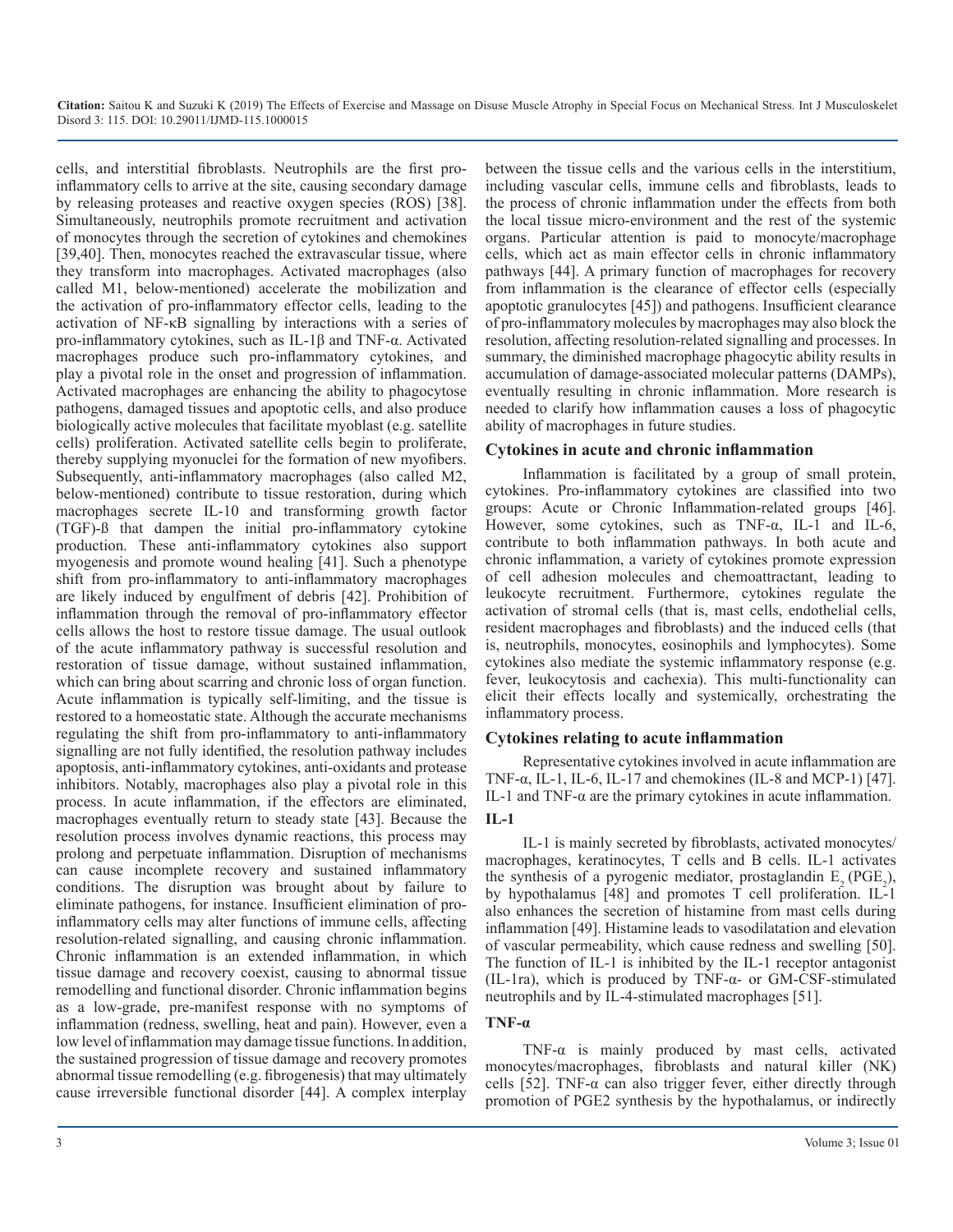cells, and interstitial fibroblasts. Neutrophils are the first pro-inflammatory cells to arrive at the site, causing secondary damage by releasing proteases and reactive oxygen species (ROS) [38]. Simultaneously, neutrophils promote recruitment and activation of monocytes through the secretion of cytokines and chemokines [39,40]. Then, monocytes reached the extravascular tissue, where they transform into macrophages. Activated macrophages (also called M1, below-mentioned) accelerate the mobilization and the activation of pro-inflammatory effector cells, leading to the activation of NF-κB signalling by interactions with a series of pro-inflammatory cytokines, such as IL-1β and TNF-α. Activated macrophages produce such pro-inflammatory cytokines, and play a pivotal role in the onset and progression of inflammation. Activated macrophages are enhancing the ability to phagocytose pathogens, damaged tissues and apoptotic cells, and also produce biologically active molecules that facilitate myoblast (e.g. satellite cells) proliferation. Activated satellite cells begin to proliferate, thereby supplying myonuclei for the formation of new myofibers. Subsequently, anti-inflammatory macrophages (also called M2, below-mentioned) contribute to tissue restoration, during which macrophages secrete IL-10 and transforming growth factor (TGF)-ß that dampen the initial pro-inflammatory cytokine production. These anti-inflammatory cytokines also support myogenesis and promote wound healing [41]. Such a phenotype shift from pro-inflammatory to anti-inflammatory macrophages are likely induced by engulfment of debris [42]. Prohibition of inflammation through the removal of pro-inflammatory effector cells allows the host to restore tissue damage. The usual outlook of the acute inflammatory pathway is successful resolution and restoration of tissue damage, without sustained inflammation, which can bring about scarring and chronic loss of organ function. Acute inflammation is typically self-limiting, and the tissue is restored to a homeostatic state. Although the accurate mechanisms regulating the shift from pro-inflammatory to anti-inflammatory signalling are not fully identified, the resolution pathway includes apoptosis, anti-inflammatory cytokines, anti-oxidants and protease inhibitors. Notably, macrophages also play a pivotal role in this process. In acute inflammation, if the effectors are eliminated, macrophages eventually return to steady state [43]. Because the resolution process involves dynamic reactions, this process may prolong and perpetuate inflammation. Disruption of mechanisms can cause incomplete recovery and sustained inflammatory conditions. The disruption was brought about by failure to eliminate pathogens, for instance. Insufficient elimination of pro-inflammatory cells may alter functions of immune cells, affecting resolution-related signalling, and causing chronic inflammation. Chronic inflammation is an extended inflammation, in which tissue damage and recovery coexist, causing to abnormal tissue remodelling and functional disorder. Chronic inflammation begins as a low-grade, pre-manifest response with no symptoms of inflammation (redness, swelling, heat and pain). However, even a low level of inflammation may damage tissue functions. In addition, the sustained progression of tissue damage and recovery promotes abnormal tissue remodelling (e.g. fibrogenesis) that may ultimately cause irreversible functional disorder [44]. A complex interplay between the tissue cells and the various cells in the interstitium, including vascular cells, immune cells and fibroblasts, leads to the process of chronic inflammation under the effects from both the local tissue micro-environment and the rest of the systemic organs. Particular attention is paid to monocyte/macrophage cells, which act as main effector cells in chronic inflammatory pathways [44]. A primary function of macrophages for recovery from inflammation is the clearance of effector cells (especially apoptotic granulocytes [45]) and pathogens. Insufficient clearance of pro-inflammatory molecules by macrophages may also block the resolution, affecting resolution-related signalling and processes. In summary, the diminished macrophage phagocytic ability results in accumulation of damage-associated molecular patterns (DAMPs), eventually resulting in chronic inflammation. More research is needed to clarify how inflammation causes a loss of phagocytic ability of macrophages in future studies.

## Cytokines in acute and chronic inflammation

Inflammation is facilitated by a group of small protein, cytokines. Pro-inflammatory cytokines are classified into two groups: Acute or Chronic Inflammation-related groups [46]. However, some cytokines, such as TNF-α, IL-1 and IL-6, contribute to both inflammation pathways. In both acute and chronic inflammation, a variety of cytokines promote expression of cell adhesion molecules and chemoattractant, leading to leukocyte recruitment. Furthermore, cytokines regulate the activation of stromal cells (that is, mast cells, endothelial cells, resident macrophages and fibroblasts) and the induced cells (that is, neutrophils, monocytes, eosinophils and lymphocytes). Some cytokines also mediate the systemic inflammatory response (e.g. fever, leukocytosis and cachexia). This multi-functionality can elicit their effects locally and systemically, orchestrating the inflammatory process.

## Cytokines relating to acute inflammation

Representative cytokines involved in acute inflammation are TNF-α, IL-1, IL-6, IL-17 and chemokines (IL-8 and MCP-1) [47]. IL-1 and TNF-α are the primary cytokines in acute inflammation.

### IL-1

IL-1 is mainly secreted by fibroblasts, activated monocytes/macrophages, keratinocytes, T cells and B cells. IL-1 activates the synthesis of a pyrogenic mediator, prostaglandin $E_2$ ($PGE_2$), by hypothalamus [48] and promotes T cell proliferation. IL-1 also enhances the secretion of histamine from mast cells during inflammation [49]. Histamine leads to vasodilatation and elevation of vascular permeability, which cause redness and swelling [50]. The function of IL-1 is inhibited by the IL-1 receptor antagonist (IL-1ra), which is produced by TNF-α- or GM-CSF-stimulated neutrophils and by IL-4-stimulated macrophages [51].

### TNF-α

TNF-α is mainly produced by mast cells, activated monocytes/macrophages, fibroblasts and natural killer (NK) cells [52]. TNF-α can also trigger fever, either directly through promotion of PGE2 synthesis by the hypothalamus, or indirectly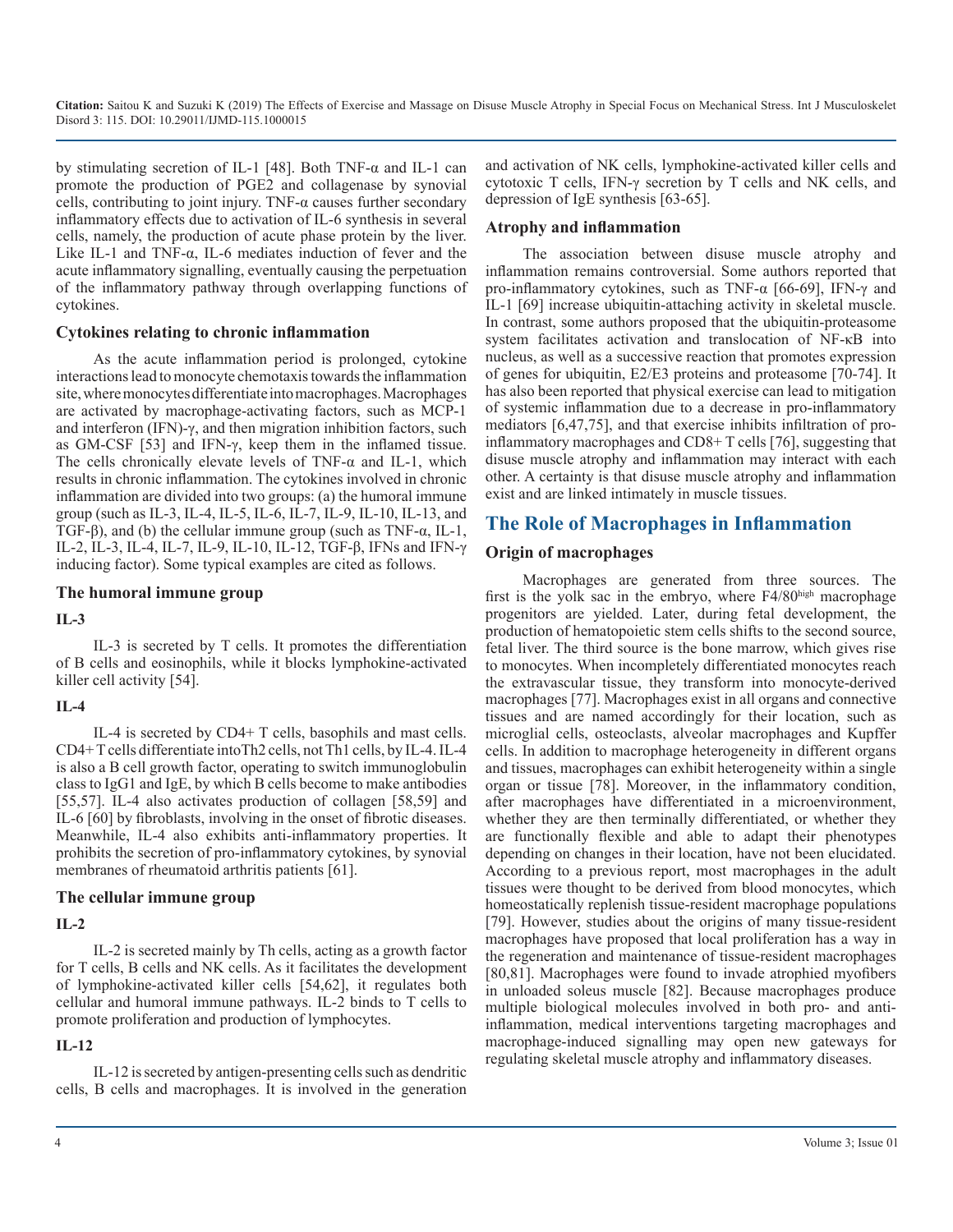by stimulating secretion of IL-1 [48]. Both TNF-α and IL-1 can promote the production of PGE2 and collagenase by synovial cells, contributing to joint injury. TNF-α causes further secondary inflammatory effects due to activation of IL-6 synthesis in several cells, namely, the production of acute phase protein by the liver. Like IL-1 and TNF-α, IL-6 mediates induction of fever and the acute inflammatory signalling, eventually causing the perpetuation of the inflammatory pathway through overlapping functions of cytokines.

### Cytokines relating to chronic inflammation

As the acute inflammation period is prolonged, cytokine interactions lead to monocyte chemotaxis towards the inflammation site, where monocytes differentiate into macrophages. Macrophages are activated by macrophage-activating factors, such as MCP-1 and interferon (IFN)-γ, and then migration inhibition factors, such as GM-CSF [53] and IFN-γ, keep them in the inflamed tissue. The cells chronically elevate levels of TNF-α and IL-1, which results in chronic inflammation. The cytokines involved in chronic inflammation are divided into two groups: (a) the humoral immune group (such as IL-3, IL-4, IL-5, IL-6, IL-7, IL-9, IL-10, IL-13, and TGF-β), and (b) the cellular immune group (such as TNF-α, IL-1, IL-2, IL-3, IL-4, IL-7, IL-9, IL-10, IL-12, TGF-β, IFNs and IFN-γ inducing factor). Some typical examples are cited as follows.

### The humoral immune group

#### IL-3

IL-3 is secreted by T cells. It promotes the differentiation of B cells and eosinophils, while it blocks lymphokine-activated killer cell activity [54].

#### IL-4

IL-4 is secreted by CD4+ T cells, basophils and mast cells. CD4+ T cells differentiate intoTh2 cells, not Th1 cells, by IL-4. IL-4 is also a B cell growth factor, operating to switch immunoglobulin class to IgG1 and IgE, by which B cells become to make antibodies [55,57]. IL-4 also activates production of collagen [58,59] and IL-6 [60] by fibroblasts, involving in the onset of fibrotic diseases. Meanwhile, IL-4 also exhibits anti-inflammatory properties. It prohibits the secretion of pro-inflammatory cytokines, by synovial membranes of rheumatoid arthritis patients [61].

### The cellular immune group

#### IL-2

IL-2 is secreted mainly by Th cells, acting as a growth factor for T cells, B cells and NK cells. As it facilitates the development of lymphokine-activated killer cells [54,62], it regulates both cellular and humoral immune pathways. IL-2 binds to T cells to promote proliferation and production of lymphocytes.

#### IL-12

IL-12 is secreted by antigen-presenting cells such as dendritic cells, B cells and macrophages. It is involved in the generation and activation of NK cells, lymphokine-activated killer cells and cytotoxic T cells, IFN-γ secretion by T cells and NK cells, and depression of IgE synthesis [63-65].

### Atrophy and inflammation

The association between disuse muscle atrophy and inflammation remains controversial. Some authors reported that pro-inflammatory cytokines, such as TNF-α [66-69], IFN-γ and IL-1 [69] increase ubiquitin-attaching activity in skeletal muscle. In contrast, some authors proposed that the ubiquitin-proteasome system facilitates activation and translocation of NF-κB into nucleus, as well as a successive reaction that promotes expression of genes for ubiquitin, E2/E3 proteins and proteasome [70-74]. It has also been reported that physical exercise can lead to mitigation of systemic inflammation due to a decrease in pro-inflammatory mediators [6,47,75], and that exercise inhibits infiltration of pro-inflammatory macrophages and CD8+ T cells [76], suggesting that disuse muscle atrophy and inflammation may interact with each other. A certainty is that disuse muscle atrophy and inflammation exist and are linked intimately in muscle tissues.

## The Role of Macrophages in Inflammation

### Origin of macrophages

Macrophages are generated from three sources. The first is the yolk sac in the embryo, where F4/80$^{high}$ macrophage progenitors are yielded. Later, during fetal development, the production of hematopoietic stem cells shifts to the second source, fetal liver. The third source is the bone marrow, which gives rise to monocytes. When incompletely differentiated monocytes reach the extravascular tissue, they transform into monocyte-derived macrophages [77]. Macrophages exist in all organs and connective tissues and are named accordingly for their location, such as microglial cells, osteoclasts, alveolar macrophages and Kupffer cells. In addition to macrophage heterogeneity in different organs and tissues, macrophages can exhibit heterogeneity within a single organ or tissue [78]. Moreover, in the inflammatory condition, after macrophages have differentiated in a microenvironment, whether they are then terminally differentiated, or whether they are functionally flexible and able to adapt their phenotypes depending on changes in their location, have not been elucidated. According to a previous report, most macrophages in the adult tissues were thought to be derived from blood monocytes, which homeostatically replenish tissue-resident macrophage populations [79]. However, studies about the origins of many tissue-resident macrophages have proposed that local proliferation has a way in the regeneration and maintenance of tissue-resident macrophages [80,81]. Macrophages were found to invade atrophied myofibers in unloaded soleus muscle [82]. Because macrophages produce multiple biological molecules involved in both pro- and anti-inflammation, medical interventions targeting macrophages and macrophage-induced signalling may open new gateways for regulating skeletal muscle atrophy and inflammatory diseases.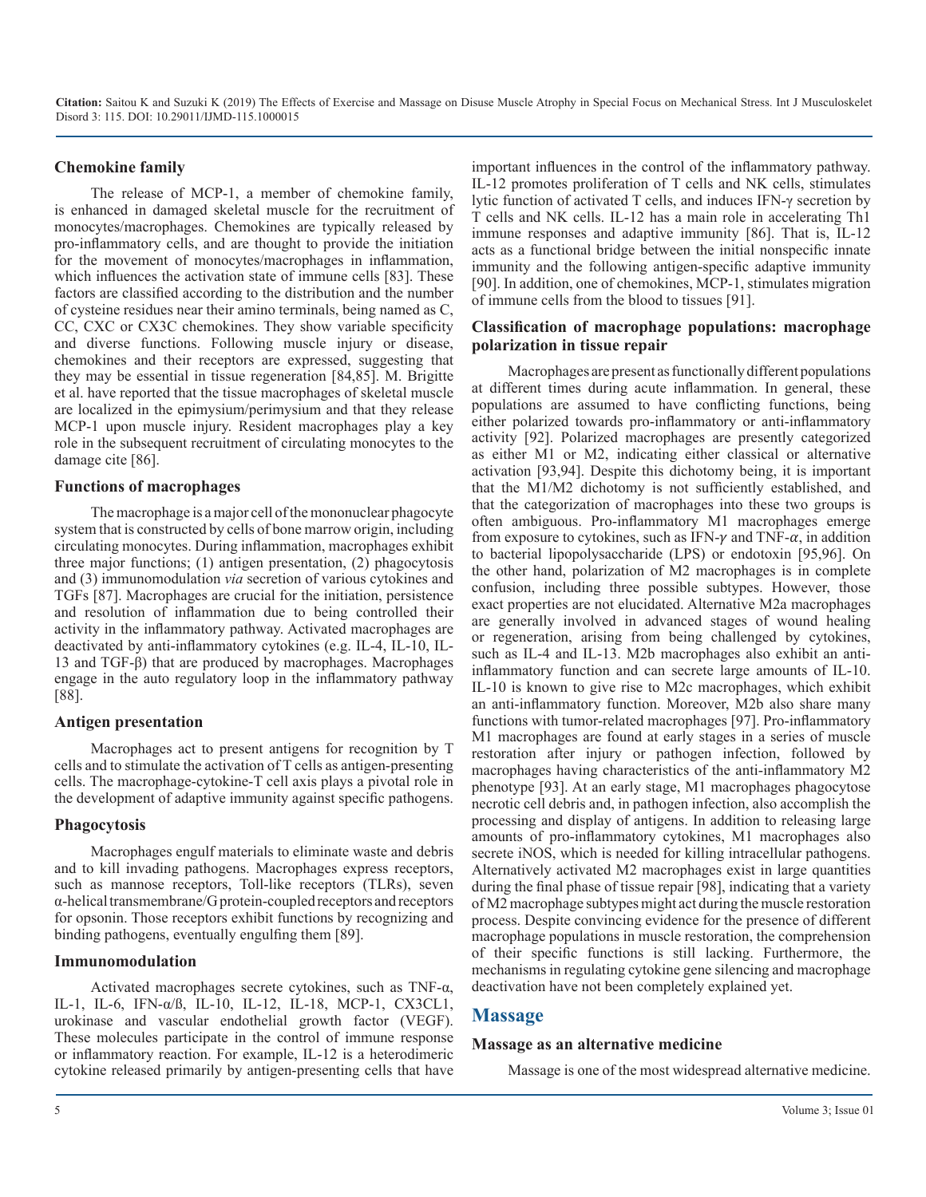### Chemokine family

The release of MCP-1, a member of chemokine family, is enhanced in damaged skeletal muscle for the recruitment of monocytes/macrophages. Chemokines are typically released by pro-inflammatory cells, and are thought to provide the initiation for the movement of monocytes/macrophages in inflammation, which influences the activation state of immune cells [83]. These factors are classified according to the distribution and the number of cysteine residues near their amino terminals, being named as C, CC, CXC or CX3C chemokines. They show variable specificity and diverse functions. Following muscle injury or disease, chemokines and their receptors are expressed, suggesting that they may be essential in tissue regeneration [84,85]. M. Brigitte et al. have reported that the tissue macrophages of skeletal muscle are localized in the epimysium/perimysium and that they release MCP-1 upon muscle injury. Resident macrophages play a key role in the subsequent recruitment of circulating monocytes to the damage cite [86].

### Functions of macrophages

The macrophage is a major cell of the mononuclear phagocyte system that is constructed by cells of bone marrow origin, including circulating monocytes. During inflammation, macrophages exhibit three major functions; (1) antigen presentation, (2) phagocytosis and (3) immunomodulation *via* secretion of various cytokines and TGFs [87]. Macrophages are crucial for the initiation, persistence and resolution of inflammation due to being controlled their activity in the inflammatory pathway. Activated macrophages are deactivated by anti-inflammatory cytokines (e.g. IL-4, IL-10, IL-13 and TGF-β) that are produced by macrophages. Macrophages engage in the auto regulatory loop in the inflammatory pathway [88].

### Antigen presentation

Macrophages act to present antigens for recognition by T cells and to stimulate the activation of T cells as antigen-presenting cells. The macrophage-cytokine-T cell axis plays a pivotal role in the development of adaptive immunity against specific pathogens.

### Phagocytosis

Macrophages engulf materials to eliminate waste and debris and to kill invading pathogens. Macrophages express receptors, such as mannose receptors, Toll-like receptors (TLRs), seven α-helical transmembrane/G protein-coupled receptors and receptors for opsonin. Those receptors exhibit functions by recognizing and binding pathogens, eventually engulfing them [89].

### Immunomodulation

Activated macrophages secrete cytokines, such as TNF-α, IL-1, IL-6, IFN-α/ß, IL-10, IL-12, IL-18, MCP-1, CX3CL1, urokinase and vascular endothelial growth factor (VEGF). These molecules participate in the control of immune response or inflammatory reaction. For example, IL-12 is a heterodimeric cytokine released primarily by antigen-presenting cells that have important influences in the control of the inflammatory pathway. IL-12 promotes proliferation of T cells and NK cells, stimulates lytic function of activated T cells, and induces IFN-γ secretion by T cells and NK cells. IL-12 has a main role in accelerating Th1 immune responses and adaptive immunity [86]. That is, IL-12 acts as a functional bridge between the initial nonspecific innate immunity and the following antigen-specific adaptive immunity [90]. In addition, one of chemokines, MCP-1, stimulates migration of immune cells from the blood to tissues [91].

### Classification of macrophage populations: macrophage polarization in tissue repair

Macrophages are present as functionally different populations at different times during acute inflammation. In general, these populations are assumed to have conflicting functions, being either polarized towards pro-inflammatory or anti-inflammatory activity [92]. Polarized macrophages are presently categorized as either M1 or M2, indicating either classical or alternative activation [93,94]. Despite this dichotomy being, it is important that the M1/M2 dichotomy is not sufficiently established, and that the categorization of macrophages into these two groups is often ambiguous. Pro-inflammatory M1 macrophages emerge from exposure to cytokines, such as IFN-$\gamma$ and TNF-$\alpha$, in addition to bacterial lipopolysaccharide (LPS) or endotoxin [95,96]. On the other hand, polarization of M2 macrophages is in complete confusion, including three possible subtypes. However, those exact properties are not elucidated. Alternative M2a macrophages are generally involved in advanced stages of wound healing or regeneration, arising from being challenged by cytokines, such as IL-4 and IL-13. M2b macrophages also exhibit an anti-inflammatory function and can secrete large amounts of IL-10. IL-10 is known to give rise to M2c macrophages, which exhibit an anti-inflammatory function. Moreover, M2b also share many functions with tumor-related macrophages [97]. Pro-inflammatory M1 macrophages are found at early stages in a series of muscle restoration after injury or pathogen infection, followed by macrophages having characteristics of the anti-inflammatory M2 phenotype [93]. At an early stage, M1 macrophages phagocytose necrotic cell debris and, in pathogen infection, also accomplish the processing and display of antigens. In addition to releasing large amounts of pro-inflammatory cytokines, M1 macrophages also secrete iNOS, which is needed for killing intracellular pathogens. Alternatively activated M2 macrophages exist in large quantities during the final phase of tissue repair [98], indicating that a variety of M2 macrophage subtypes might act during the muscle restoration process. Despite convincing evidence for the presence of different macrophage populations in muscle restoration, the comprehension of their specific functions is still lacking. Furthermore, the mechanisms in regulating cytokine gene silencing and macrophage deactivation have not been completely explained yet.

## Massage

### Massage as an alternative medicine

Massage is one of the most widespread alternative medicine.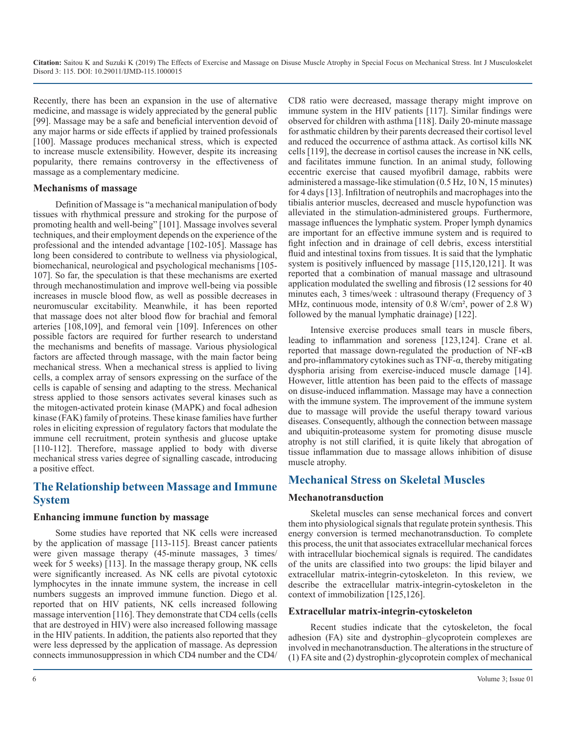Recently, there has been an expansion in the use of alternative medicine, and massage is widely appreciated by the general public [99]. Massage may be a safe and beneficial intervention devoid of any major harms or side effects if applied by trained professionals [100]. Massage produces mechanical stress, which is expected to increase muscle extensibility. However, despite its increasing popularity, there remains controversy in the effectiveness of massage as a complementary medicine.

### Mechanisms of massage

Definition of Massage is "a mechanical manipulation of body tissues with rhythmical pressure and stroking for the purpose of promoting health and well-being" [101]. Massage involves several techniques, and their employment depends on the experience of the professional and the intended advantage [102-105]. Massage has long been considered to contribute to wellness via physiological, biomechanical, neurological and psychological mechanisms [105-107]. So far, the speculation is that these mechanisms are exerted through mechanostimulation and improve well-being via possible increases in muscle blood flow, as well as possible decreases in neuromuscular excitability. Meanwhile, it has been reported that massage does not alter blood flow for brachial and femoral arteries [108,109], and femoral vein [109]. Inferences on other possible factors are required for further research to understand the mechanisms and benefits of massage. Various physiological factors are affected through massage, with the main factor being mechanical stress. When a mechanical stress is applied to living cells, a complex array of sensors expressing on the surface of the cells is capable of sensing and adapting to the stress. Mechanical stress applied to those sensors activates several kinases such as the mitogen-activated protein kinase (MAPK) and focal adhesion kinase (FAK) family of proteins. These kinase families have further roles in eliciting expression of regulatory factors that modulate the immune cell recruitment, protein synthesis and glucose uptake [110-112]. Therefore, massage applied to body with diverse mechanical stress varies degree of signalling cascade, introducing a positive effect.

## The Relationship between Massage and Immune System

### Enhancing immune function by massage

Some studies have reported that NK cells were increased by the application of massage [113-115]. Breast cancer patients were given massage therapy (45-minute massages, 3 times/week for 5 weeks) [113]. In the massage therapy group, NK cells were significantly increased. As NK cells are pivotal cytotoxic lymphocytes in the innate immune system, the increase in cell numbers suggests an improved immune function. Diego et al. reported that on HIV patients, NK cells increased following massage intervention [116]. They demonstrate that CD4 cells (cells that are destroyed in HIV) were also increased following massage in the HIV patients. In addition, the patients also reported that they were less depressed by the application of massage. As depression connects immunosuppression in which CD4 number and the CD4/CD8 ratio were decreased, massage therapy might improve on immune system in the HIV patients [117]. Similar findings were observed for children with asthma [118]. Daily 20-minute massage for asthmatic children by their parents decreased their cortisol level and reduced the occurrence of asthma attack. As cortisol kills NK cells [119], the decrease in cortisol causes the increase in NK cells, and facilitates immune function. In an animal study, following eccentric exercise that caused myofibril damage, rabbits were administered a massage-like stimulation (0.5 Hz, 10 N, 15 minutes) for 4 days [13]. Infiltration of neutrophils and macrophages into the tibialis anterior muscles, decreased and muscle hypofunction was alleviated in the stimulation-administered groups. Furthermore, massage influences the lymphatic system. Proper lymph dynamics are important for an effective immune system and is required to fight infection and in drainage of cell debris, excess interstitial fluid and intestinal toxins from tissues. It is said that the lymphatic system is positively influenced by massage [115,120,121]. It was reported that a combination of manual massage and ultrasound application modulated the swelling and fibrosis (12 sessions for 40 minutes each, 3 times/week : ultrasound therapy (Frequency of 3 MHz, continuous mode, intensity of 0.8 W/cm², power of 2.8 W) followed by the manual lymphatic drainage) [122].

Intensive exercise produces small tears in muscle fibers, leading to inflammation and soreness [123,124]. Crane et al. reported that massage down-regulated the production of NF-κB and pro-inflammatory cytokines such as TNF-α, thereby mitigating dysphoria arising from exercise-induced muscle damage [14]. However, little attention has been paid to the effects of massage on disuse-induced inflammation. Massage may have a connection with the immune system. The improvement of the immune system due to massage will provide the useful therapy toward various diseases. Consequently, although the connection between massage and ubiquitin-proteasome system for promoting disuse muscle atrophy is not still clarified, it is quite likely that abrogation of tissue inflammation due to massage allows inhibition of disuse muscle atrophy.

## Mechanical Stress on Skeletal Muscles

### Mechanotransduction

Skeletal muscles can sense mechanical forces and convert them into physiological signals that regulate protein synthesis. This energy conversion is termed mechanotransduction. To complete this process, the unit that associates extracellular mechanical forces with intracellular biochemical signals is required. The candidates of the units are classified into two groups: the lipid bilayer and extracellular matrix-integrin-cytoskeleton. In this review, we describe the extracellular matrix-integrin-cytoskeleton in the context of immobilization [125,126].

### Extracellular matrix-integrin-cytoskeleton

Recent studies indicate that the cytoskeleton, the focal adhesion (FA) site and dystrophin–glycoprotein complexes are involved in mechanotransduction. The alterations in the structure of (1) FA site and (2) dystrophin-glycoprotein complex of mechanical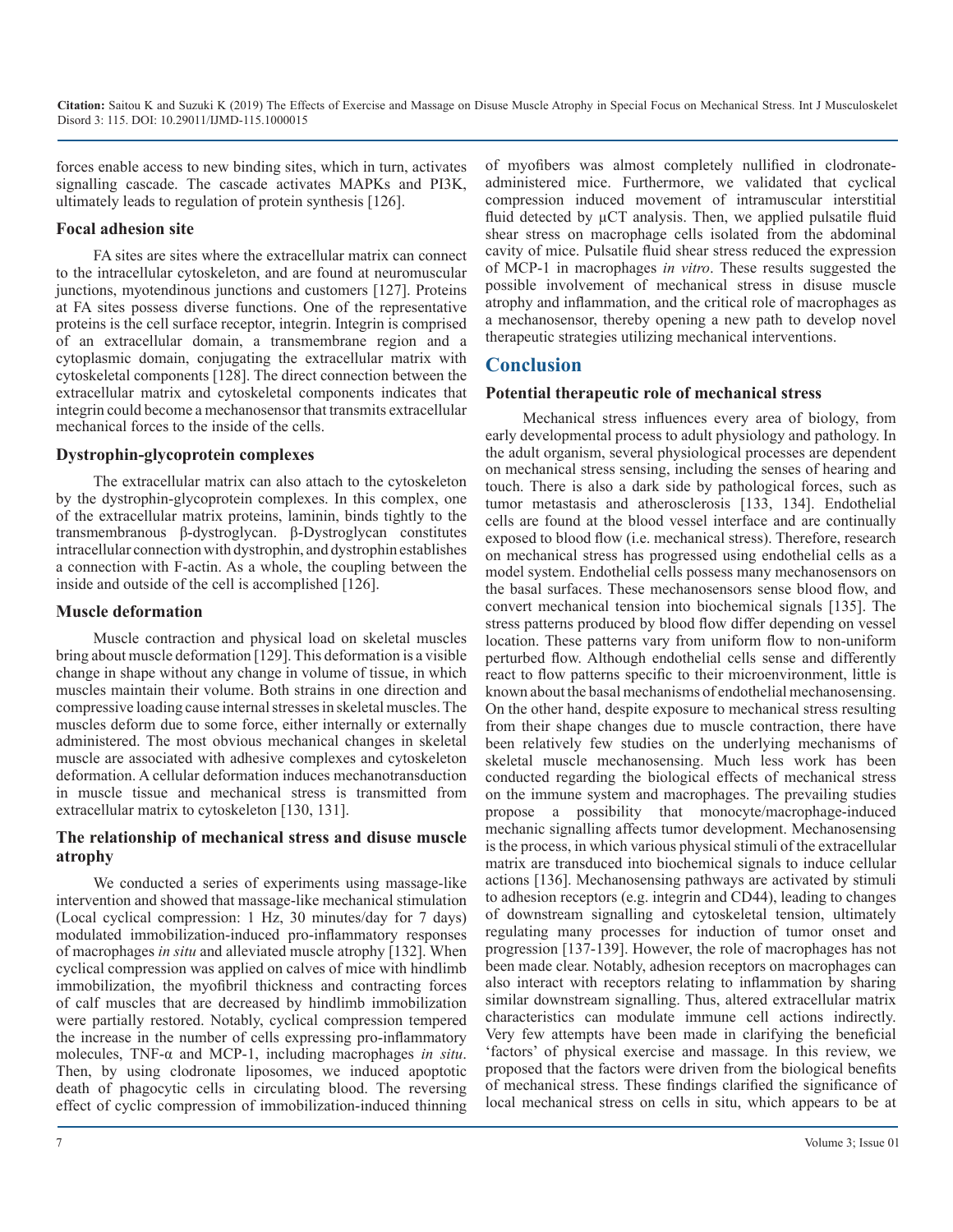forces enable access to new binding sites, which in turn, activates signalling cascade. The cascade activates MAPKs and PI3K, ultimately leads to regulation of protein synthesis [126].

### Focal adhesion site

FA sites are sites where the extracellular matrix can connect to the intracellular cytoskeleton, and are found at neuromuscular junctions, myotendinous junctions and customers [127]. Proteins at FA sites possess diverse functions. One of the representative proteins is the cell surface receptor, integrin. Integrin is comprised of an extracellular domain, a transmembrane region and a cytoplasmic domain, conjugating the extracellular matrix with cytoskeletal components [128]. The direct connection between the extracellular matrix and cytoskeletal components indicates that integrin could become a mechanosensor that transmits extracellular mechanical forces to the inside of the cells.

### Dystrophin-glycoprotein complexes

The extracellular matrix can also attach to the cytoskeleton by the dystrophin-glycoprotein complexes. In this complex, one of the extracellular matrix proteins, laminin, binds tightly to the transmembranous β-dystroglycan. β-Dystroglycan constitutes intracellular connection with dystrophin, and dystrophin establishes a connection with F-actin. As a whole, the coupling between the inside and outside of the cell is accomplished [126].

### Muscle deformation

Muscle contraction and physical load on skeletal muscles bring about muscle deformation [129]. This deformation is a visible change in shape without any change in volume of tissue, in which muscles maintain their volume. Both strains in one direction and compressive loading cause internal stresses in skeletal muscles. The muscles deform due to some force, either internally or externally administered. The most obvious mechanical changes in skeletal muscle are associated with adhesive complexes and cytoskeleton deformation. A cellular deformation induces mechanotransduction in muscle tissue and mechanical stress is transmitted from extracellular matrix to cytoskeleton [130, 131].

### The relationship of mechanical stress and disuse muscle atrophy

We conducted a series of experiments using massage-like intervention and showed that massage-like mechanical stimulation (Local cyclical compression: 1 Hz, 30 minutes/day for 7 days) modulated immobilization-induced pro-inflammatory responses of macrophages *in situ* and alleviated muscle atrophy [132]. When cyclical compression was applied on calves of mice with hindlimb immobilization, the myofibril thickness and contracting forces of calf muscles that are decreased by hindlimb immobilization were partially restored. Notably, cyclical compression tempered the increase in the number of cells expressing pro-inflammatory molecules, TNF-α and MCP-1, including macrophages *in situ*. Then, by using clodronate liposomes, we induced apoptotic death of phagocytic cells in circulating blood. The reversing effect of cyclic compression of immobilization-induced thinning of myofibers was almost completely nullified in clodronate-administered mice. Furthermore, we validated that cyclical compression induced movement of intramuscular interstitial fluid detected by μCT analysis. Then, we applied pulsatile fluid shear stress on macrophage cells isolated from the abdominal cavity of mice. Pulsatile fluid shear stress reduced the expression of MCP-1 in macrophages *in vitro*. These results suggested the possible involvement of mechanical stress in disuse muscle atrophy and inflammation, and the critical role of macrophages as a mechanosensor, thereby opening a new path to develop novel therapeutic strategies utilizing mechanical interventions.

## Conclusion

### Potential therapeutic role of mechanical stress

Mechanical stress influences every area of biology, from early developmental process to adult physiology and pathology. In the adult organism, several physiological processes are dependent on mechanical stress sensing, including the senses of hearing and touch. There is also a dark side by pathological forces, such as tumor metastasis and atherosclerosis [133, 134]. Endothelial cells are found at the blood vessel interface and are continually exposed to blood flow (i.e. mechanical stress). Therefore, research on mechanical stress has progressed using endothelial cells as a model system. Endothelial cells possess many mechanosensors on the basal surfaces. These mechanosensors sense blood flow, and convert mechanical tension into biochemical signals [135]. The stress patterns produced by blood flow differ depending on vessel location. These patterns vary from uniform flow to non-uniform perturbed flow. Although endothelial cells sense and differently react to flow patterns specific to their microenvironment, little is known about the basal mechanisms of endothelial mechanosensing. On the other hand, despite exposure to mechanical stress resulting from their shape changes due to muscle contraction, there have been relatively few studies on the underlying mechanisms of skeletal muscle mechanosensing. Much less work has been conducted regarding the biological effects of mechanical stress on the immune system and macrophages. The prevailing studies propose a possibility that monocyte/macrophage-induced mechanic signalling affects tumor development. Mechanosensing is the process, in which various physical stimuli of the extracellular matrix are transduced into biochemical signals to induce cellular actions [136]. Mechanosensing pathways are activated by stimuli to adhesion receptors (e.g. integrin and CD44), leading to changes of downstream signalling and cytoskeletal tension, ultimately regulating many processes for induction of tumor onset and progression [137-139]. However, the role of macrophages has not been made clear. Notably, adhesion receptors on macrophages can also interact with receptors relating to inflammation by sharing similar downstream signalling. Thus, altered extracellular matrix characteristics can modulate immune cell actions indirectly. Very few attempts have been made in clarifying the beneficial 'factors' of physical exercise and massage. In this review, we proposed that the factors were driven from the biological benefits of mechanical stress. These findings clarified the significance of local mechanical stress on cells in situ, which appears to be at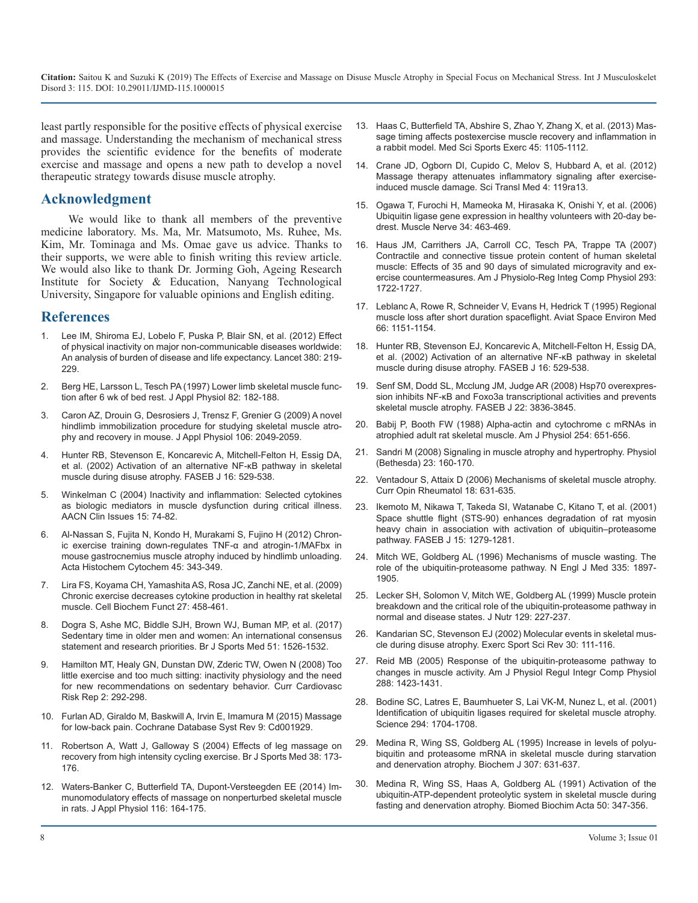least partly responsible for the positive effects of physical exercise and massage. Understanding the mechanism of mechanical stress provides the scientific evidence for the benefits of moderate exercise and massage and opens a new path to develop a novel therapeutic strategy towards disuse muscle atrophy.

## Acknowledgment

We would like to thank all members of the preventive medicine laboratory. Ms. Ma, Mr. Matsumoto, Ms. Ruhee, Ms. Kim, Mr. Tominaga and Ms. Omae gave us advice. Thanks to their supports, we were able to finish writing this review article. We would also like to thank Dr. Jorming Goh, Ageing Research Institute for Society & Education, Nanyang Technological University, Singapore for valuable opinions and English editing.

## References

1. Lee IM, Shiroma EJ, Lobelo F, Puska P, Blair SN, et al. (2012) Effect of physical inactivity on major non-communicable diseases worldwide: An analysis of burden of disease and life expectancy. Lancet 380: 219-229.
2. Berg HE, Larsson L, Tesch PA (1997) Lower limb skeletal muscle function after 6 wk of bed rest. J Appl Physiol 82: 182-188.
3. Caron AZ, Drouin G, Desrosiers J, Trensz F, Grenier G (2009) A novel hindlimb immobilization procedure for studying skeletal muscle atrophy and recovery in mouse. J Appl Physiol 106: 2049-2059.
4. Hunter RB, Stevenson E, Koncarevic A, Mitchell-Felton H, Essig DA, et al. (2002) Activation of an alternative NF-κB pathway in skeletal muscle during disuse atrophy. FASEB J 16: 529-538.
5. Winkelman C (2004) Inactivity and inflammation: Selected cytokines as biologic mediators in muscle dysfunction during critical illness. AACN Clin Issues 15: 74-82.
6. Al-Nassan S, Fujita N, Kondo H, Murakami S, Fujino H (2012) Chronic exercise training down-regulates TNF-α and atrogin-1/MAFbx in mouse gastrocnemius muscle atrophy induced by hindlimb unloading. Acta Histochem Cytochem 45: 343-349.
7. Lira FS, Koyama CH, Yamashita AS, Rosa JC, Zanchi NE, et al. (2009) Chronic exercise decreases cytokine production in healthy rat skeletal muscle. Cell Biochem Funct 27: 458-461.
8. Dogra S, Ashe MC, Biddle SJH, Brown WJ, Buman MP, et al. (2017) Sedentary time in older men and women: An international consensus statement and research priorities. Br J Sports Med 51: 1526-1532.
9. Hamilton MT, Healy GN, Dunstan DW, Zderic TW, Owen N (2008) Too little exercise and too much sitting: inactivity physiology and the need for new recommendations on sedentary behavior. Curr Cardiovasc Risk Rep 2: 292-298.
10. Furlan AD, Giraldo M, Baskwill A, Irvin E, Imamura M (2015) Massage for low-back pain. Cochrane Database Syst Rev 9: Cd001929.
11. Robertson A, Watt J, Galloway S (2004) Effects of leg massage on recovery from high intensity cycling exercise. Br J Sports Med 38: 173-176.
12. Waters-Banker C, Butterfield TA, Dupont-Versteegden EE (2014) Immunomodulatory effects of massage on nonperturbed skeletal muscle in rats. J Appl Physiol 116: 164-175.
13. Haas C, Butterfield TA, Abshire S, Zhao Y, Zhang X, et al. (2013) Massage timing affects postexercise muscle recovery and inflammation in a rabbit model. Med Sci Sports Exerc 45: 1105-1112.
14. Crane JD, Ogborn DI, Cupido C, Melov S, Hubbard A, et al. (2012) Massage therapy attenuates inflammatory signaling after exercise-induced muscle damage. Sci Transl Med 4: 119ra13.
15. Ogawa T, Furochi H, Mameoka M, Hirasaka K, Onishi Y, et al. (2006) Ubiquitin ligase gene expression in healthy volunteers with 20-day bedrest. Muscle Nerve 34: 463-469.
16. Haus JM, Carrithers JA, Carroll CC, Tesch PA, Trappe TA (2007) Contractile and connective tissue protein content of human skeletal muscle: Effects of 35 and 90 days of simulated microgravity and exercise countermeasures. Am J Physiolo-Reg Integ Comp Physiol 293: 1722-1727.
17. Leblanc A, Rowe R, Schneider V, Evans H, Hedrick T (1995) Regional muscle loss after short duration spaceflight. Aviat Space Environ Med 66: 1151-1154.
18. Hunter RB, Stevenson EJ, Koncarevic A, Mitchell-Felton H, Essig DA, et al. (2002) Activation of an alternative NF-κB pathway in skeletal muscle during disuse atrophy. FASEB J 16: 529-538.
19. Senf SM, Dodd SL, Mcclung JM, Judge AR (2008) Hsp70 overexpression inhibits NF-κB and Foxo3a transcriptional activities and prevents skeletal muscle atrophy. FASEB J 22: 3836-3845.
20. Babij P, Booth FW (1988) Alpha-actin and cytochrome c mRNAs in atrophied adult rat skeletal muscle. Am J Physiol 254: 651-656.
21. Sandri M (2008) Signaling in muscle atrophy and hypertrophy. Physiol (Bethesda) 23: 160-170.
22. Ventadour S, Attaix D (2006) Mechanisms of skeletal muscle atrophy. Curr Opin Rheumatol 18: 631-635.
23. Ikemoto M, Nikawa T, Takeda SI, Watanabe C, Kitano T, et al. (2001) Space shuttle flight (STS-90) enhances degradation of rat myosin heavy chain in association with activation of ubiquitin–proteasome pathway. FASEB J 15: 1279-1281.
24. Mitch WE, Goldberg AL (1996) Mechanisms of muscle wasting. The role of the ubiquitin-proteasome pathway. N Engl J Med 335: 1897-1905.
25. Lecker SH, Solomon V, Mitch WE, Goldberg AL (1999) Muscle protein breakdown and the critical role of the ubiquitin-proteasome pathway in normal and disease states. J Nutr 129: 227-237.
26. Kandarian SC, Stevenson EJ (2002) Molecular events in skeletal muscle during disuse atrophy. Exerc Sport Sci Rev 30: 111-116.
27. Reid MB (2005) Response of the ubiquitin-proteasome pathway to changes in muscle activity. Am J Physiol Regul Integr Comp Physiol 288: 1423-1431.
28. Bodine SC, Latres E, Baumhueter S, Lai VK-M, Nunez L, et al. (2001) Identification of ubiquitin ligases required for skeletal muscle atrophy. Science 294: 1704-1708.
29. Medina R, Wing SS, Goldberg AL (1995) Increase in levels of polyubiquitin and proteasome mRNA in skeletal muscle during starvation and denervation atrophy. Biochem J 307: 631-637.
30. Medina R, Wing SS, Haas A, Goldberg AL (1991) Activation of the ubiquitin-ATP-dependent proteolytic system in skeletal muscle during fasting and denervation atrophy. Biomed Biochim Acta 50: 347-356.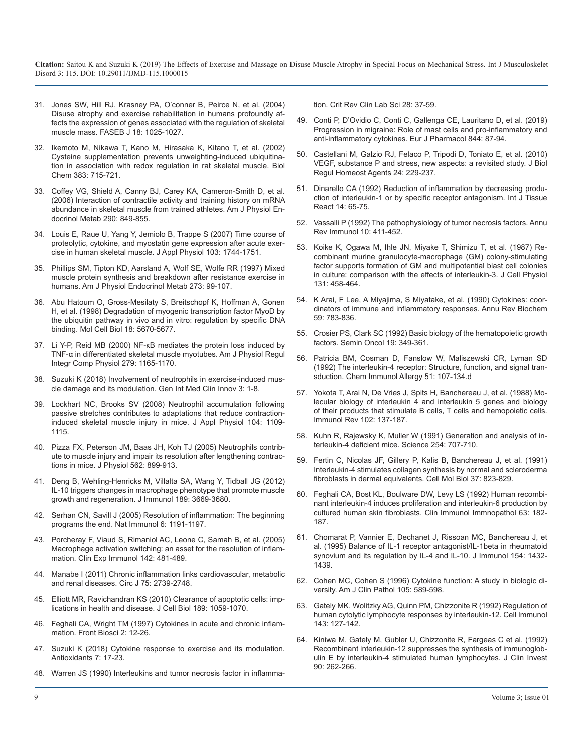31. Jones SW, Hill RJ, Krasney PA, O'conner B, Peirce N, et al. (2004) Disuse atrophy and exercise rehabilitation in humans profoundly affects the expression of genes associated with the regulation of skeletal muscle mass. FASEB J 18: 1025-1027.

32. Ikemoto M, Nikawa T, Kano M, Hirasaka K, Kitano T, et al. (2002) Cysteine supplementation prevents unweighting-induced ubiquitination in association with redox regulation in rat skeletal muscle. Biol Chem 383: 715-721.

33. Coffey VG, Shield A, Canny BJ, Carey KA, Cameron-Smith D, et al. (2006) Interaction of contractile activity and training history on mRNA abundance in skeletal muscle from trained athletes. Am J Physiol Endocrinol Metab 290: 849-855.

34. Louis E, Raue U, Yang Y, Jemiolo B, Trappe S (2007) Time course of proteolytic, cytokine, and myostatin gene expression after acute exercise in human skeletal muscle. J Appl Physiol 103: 1744-1751.

35. Phillips SM, Tipton KD, Aarsland A, Wolf SE, Wolfe RR (1997) Mixed muscle protein synthesis and breakdown after resistance exercise in humans. Am J Physiol Endocrinol Metab 273: 99-107.

36. Abu Hatoum O, Gross-Mesilaty S, Breitschopf K, Hoffman A, Gonen H, et al. (1998) Degradation of myogenic transcription factor MyoD by the ubiquitin pathway in vivo and in vitro: regulation by specific DNA binding. Mol Cell Biol 18: 5670-5677.

37. Li Y-P, Reid MB (2000) NF-κB mediates the protein loss induced by TNF-α in differentiated skeletal muscle myotubes. Am J Physiol Regul Integr Comp Physiol 279: 1165-1170.

38. Suzuki K (2018) Involvement of neutrophils in exercise-induced muscle damage and its modulation. Gen Int Med Clin Innov 3: 1-8.

39. Lockhart NC, Brooks SV (2008) Neutrophil accumulation following passive stretches contributes to adaptations that reduce contraction-induced skeletal muscle injury in mice. J Appl Physiol 104: 1109-1115.

40. Pizza FX, Peterson JM, Baas JH, Koh TJ (2005) Neutrophils contribute to muscle injury and impair its resolution after lengthening contractions in mice. J Physiol 562: 899-913.

41. Deng B, Wehling-Henricks M, Villalta SA, Wang Y, Tidball JG (2012) IL-10 triggers changes in macrophage phenotype that promote muscle growth and regeneration. J Immunol 189: 3669-3680.

42. Serhan CN, Savill J (2005) Resolution of inflammation: The beginning programs the end. Nat Immunol 6: 1191-1197.

43. Porcheray F, Viaud S, Rimaniol AC, Leone C, Samah B, et al. (2005) Macrophage activation switching: an asset for the resolution of inflammation. Clin Exp Immunol 142: 481-489.

44. Manabe I (2011) Chronic inflammation links cardiovascular, metabolic and renal diseases. Circ J 75: 2739-2748.

45. Elliott MR, Ravichandran KS (2010) Clearance of apoptotic cells: implications in health and disease. J Cell Biol 189: 1059-1070.

46. Feghali CA, Wright TM (1997) Cytokines in acute and chronic inflammation. Front Biosci 2: 12-26.

47. Suzuki K (2018) Cytokine response to exercise and its modulation. Antioxidants 7: 17-23.

48. Warren JS (1990) Interleukins and tumor necrosis factor in inflammation. Crit Rev Clin Lab Sci 28: 37-59.

49. Conti P, D'Ovidio C, Conti C, Gallenga CE, Lauritano D, et al. (2019) Progression in migraine: Role of mast cells and pro-inflammatory and anti-inflammatory cytokines. Eur J Pharmacol 844: 87-94.

50. Castellani M, Galzio RJ, Felaco P, Tripodi D, Toniato E, et al. (2010) VEGF, substance P and stress, new aspects: a revisited study. J Biol Regul Homeost Agents 24: 229-237.

51. Dinarello CA (1992) Reduction of inflammation by decreasing production of interleukin-1 or by specific receptor antagonism. Int J Tissue React 14: 65-75.

52. Vassalli P (1992) The pathophysiology of tumor necrosis factors. Annu Rev Immunol 10: 411-452.

53. Koike K, Ogawa M, Ihle JN, Miyake T, Shimizu T, et al. (1987) Recombinant murine granulocyte-macrophage (GM) colony-stimulating factor supports formation of GM and multipotential blast cell colonies in culture: comparison with the effects of interleukin-3. J Cell Physiol 131: 458-464.

54. K Arai, F Lee, A Miyajima, S Miyatake, et al. (1990) Cytokines: coordinators of immune and inflammatory responses. Annu Rev Biochem 59: 783-836.

55. Crosier PS, Clark SC (1992) Basic biology of the hematopoietic growth factors. Semin Oncol 19: 349-361.

56. Patricia BM, Cosman D, Fanslow W, Maliszewski CR, Lyman SD (1992) The interleukin-4 receptor: Structure, function, and signal transduction. Chem Immunol Allergy 51: 107-134.d

57. Yokota T, Arai N, De Vries J, Spits H, Banchereau J, et al. (1988) Molecular biology of interleukin 4 and interleukin 5 genes and biology of their products that stimulate B cells, T cells and hemopoietic cells. Immunol Rev 102: 137-187.

58. Kuhn R, Rajewsky K, Muller W (1991) Generation and analysis of interleukin-4 deficient mice. Science 254: 707-710.

59. Fertin C, Nicolas JF, Gillery P, Kalis B, Banchereau J, et al. (1991) Interleukin-4 stimulates collagen synthesis by normal and scleroderma fibroblasts in dermal equivalents. Cell Mol Biol 37: 823-829.

60. Feghali CA, Bost KL, Boulware DW, Levy LS (1992) Human recombinant interleukin-4 induces proliferation and interleukin-6 production by cultured human skin fibroblasts. Clin Immunol Immnopathol 63: 182-187.

61. Chomarat P, Vannier E, Dechanet J, Rissoan MC, Banchereau J, et al. (1995) Balance of IL-1 receptor antagonist/IL-1beta in rheumatoid synovium and its regulation by IL-4 and IL-10. J Immunol 154: 1432-1439.

62. Cohen MC, Cohen S (1996) Cytokine function: A study in biologic diversity. Am J Clin Pathol 105: 589-598.

63. Gately MK, Wolitzky AG, Quinn PM, Chizzonite R (1992) Regulation of human cytolytic lymphocyte responses by interleukin-12. Cell Immunol 143: 127-142.

64. Kiniwa M, Gately M, Gubler U, Chizzonite R, Fargeas C et al. (1992) Recombinant interleukin-12 suppresses the synthesis of immunoglobulin E by interleukin-4 stimulated human lymphocytes. J Clin Invest 90: 262-266.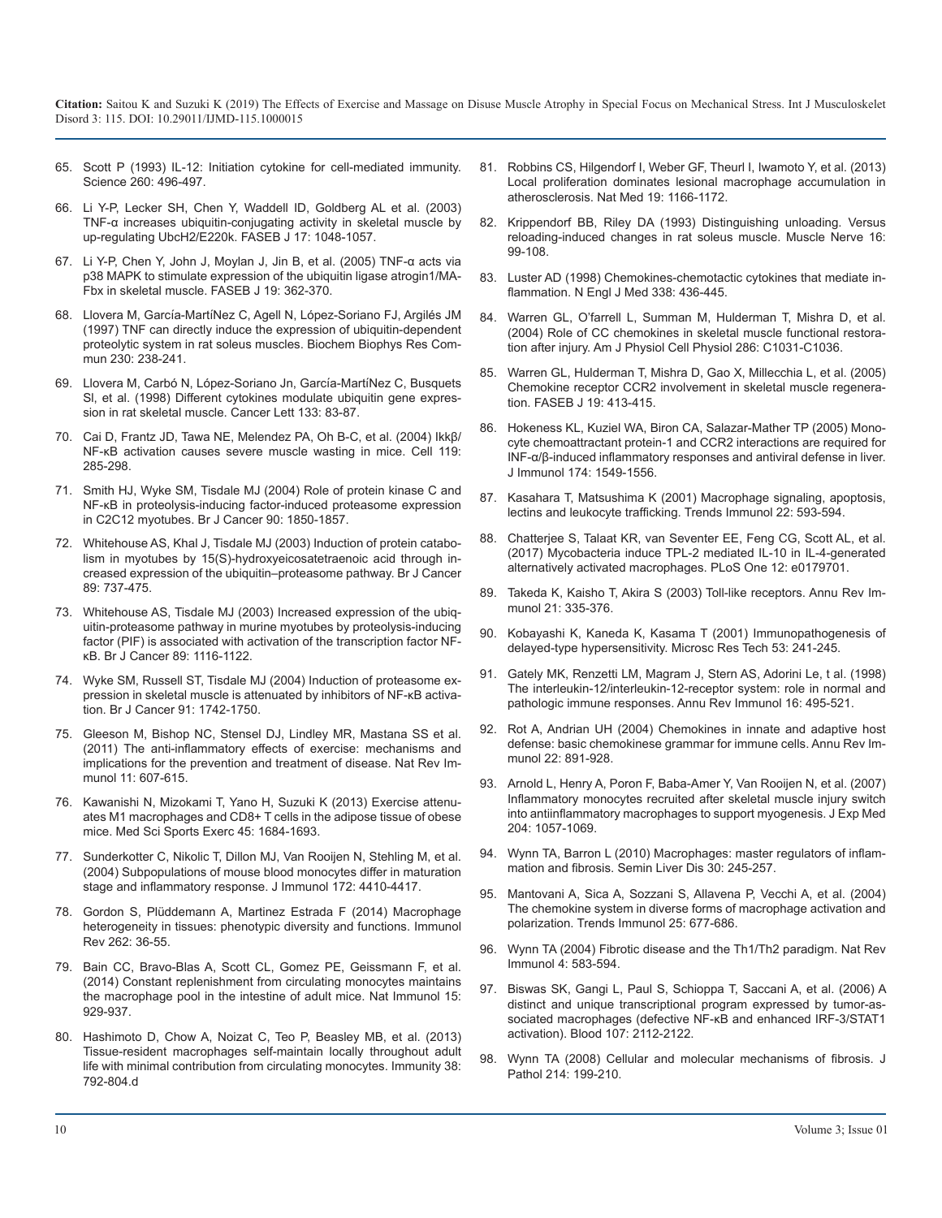65. Scott P (1993) IL-12: Initiation cytokine for cell-mediated immunity. Science 260: 496-497.
66. Li Y-P, Lecker SH, Chen Y, Waddell ID, Goldberg AL et al. (2003) TNF-α increases ubiquitin-conjugating activity in skeletal muscle by up-regulating UbcH2/E220k. FASEB J 17: 1048-1057.
67. Li Y-P, Chen Y, John J, Moylan J, Jin B, et al. (2005) TNF-α acts via p38 MAPK to stimulate expression of the ubiquitin ligase atrogin1/MAFbx in skeletal muscle. FASEB J 19: 362-370.
68. Llovera M, García-MartíNez C, Agell N, López-Soriano FJ, Argilés JM (1997) TNF can directly induce the expression of ubiquitin-dependent proteolytic system in rat soleus muscles. Biochem Biophys Res Commun 230: 238-241.
69. Llovera M, Carbó N, López-Soriano Jn, García-MartíNez C, Busquets Sl, et al. (1998) Different cytokines modulate ubiquitin gene expression in rat skeletal muscle. Cancer Lett 133: 83-87.
70. Cai D, Frantz JD, Tawa NE, Melendez PA, Oh B-C, et al. (2004) Ikkβ/NF-κB activation causes severe muscle wasting in mice. Cell 119: 285-298.
71. Smith HJ, Wyke SM, Tisdale MJ (2004) Role of protein kinase C and NF-κB in proteolysis-inducing factor-induced proteasome expression in C2C12 myotubes. Br J Cancer 90: 1850-1857.
72. Whitehouse AS, Khal J, Tisdale MJ (2003) Induction of protein catabolism in myotubes by 15(S)-hydroxyeicosatetraenoic acid through increased expression of the ubiquitin–proteasome pathway. Br J Cancer 89: 737-475.
73. Whitehouse AS, Tisdale MJ (2003) Increased expression of the ubiquitin-proteasome pathway in murine myotubes by proteolysis-inducing factor (PIF) is associated with activation of the transcription factor NF-κB. Br J Cancer 89: 1116-1122.
74. Wyke SM, Russell ST, Tisdale MJ (2004) Induction of proteasome expression in skeletal muscle is attenuated by inhibitors of NF-κB activation. Br J Cancer 91: 1742-1750.
75. Gleeson M, Bishop NC, Stensel DJ, Lindley MR, Mastana SS et al. (2011) The anti-inflammatory effects of exercise: mechanisms and implications for the prevention and treatment of disease. Nat Rev Immunol 11: 607-615.
76. Kawanishi N, Mizokami T, Yano H, Suzuki K (2013) Exercise attenuates M1 macrophages and CD8+ T cells in the adipose tissue of obese mice. Med Sci Sports Exerc 45: 1684-1693.
77. Sunderkotter C, Nikolic T, Dillon MJ, Van Rooijen N, Stehling M, et al. (2004) Subpopulations of mouse blood monocytes differ in maturation stage and inflammatory response. J Immunol 172: 4410-4417.
78. Gordon S, Plüddemann A, Martinez Estrada F (2014) Macrophage heterogeneity in tissues: phenotypic diversity and functions. Immunol Rev 262: 36-55.
79. Bain CC, Bravo-Blas A, Scott CL, Gomez PE, Geissmann F, et al. (2014) Constant replenishment from circulating monocytes maintains the macrophage pool in the intestine of adult mice. Nat Immunol 15: 929-937.
80. Hashimoto D, Chow A, Noizat C, Teo P, Beasley MB, et al. (2013) Tissue-resident macrophages self-maintain locally throughout adult life with minimal contribution from circulating monocytes. Immunity 38: 792-804.d
81. Robbins CS, Hilgendorf I, Weber GF, Theurl I, Iwamoto Y, et al. (2013) Local proliferation dominates lesional macrophage accumulation in atherosclerosis. Nat Med 19: 1166-1172.
82. Krippendorf BB, Riley DA (1993) Distinguishing unloading. Versus reloading-induced changes in rat soleus muscle. Muscle Nerve 16: 99-108.
83. Luster AD (1998) Chemokines-chemotactic cytokines that mediate inflammation. N Engl J Med 338: 436-445.
84. Warren GL, O'farrell L, Summan M, Hulderman T, Mishra D, et al. (2004) Role of CC chemokines in skeletal muscle functional restoration after injury. Am J Physiol Cell Physiol 286: C1031-C1036.
85. Warren GL, Hulderman T, Mishra D, Gao X, Millecchia L, et al. (2005) Chemokine receptor CCR2 involvement in skeletal muscle regeneration. FASEB J 19: 413-415.
86. Hokeness KL, Kuziel WA, Biron CA, Salazar-Mather TP (2005) Monocyte chemoattractant protein-1 and CCR2 interactions are required for INF-α/β-induced inflammatory responses and antiviral defense in liver. J Immunol 174: 1549-1556.
87. Kasahara T, Matsushima K (2001) Macrophage signaling, apoptosis, lectins and leukocyte trafficking. Trends Immunol 22: 593-594.
88. Chatterjee S, Talaat KR, van Seventer EE, Feng CG, Scott AL, et al. (2017) Mycobacteria induce TPL-2 mediated IL-10 in IL-4-generated alternatively activated macrophages. PLoS One 12: e0179701.
89. Takeda K, Kaisho T, Akira S (2003) Toll-like receptors. Annu Rev Immunol 21: 335-376.
90. Kobayashi K, Kaneda K, Kasama T (2001) Immunopathogenesis of delayed-type hypersensitivity. Microsc Res Tech 53: 241-245.
91. Gately MK, Renzetti LM, Magram J, Stern AS, Adorini Le, t al. (1998) The interleukin-12/interleukin-12-receptor system: role in normal and pathologic immune responses. Annu Rev Immunol 16: 495-521.
92. Rot A, Andrian UH (2004) Chemokines in innate and adaptive host defense: basic chemokinese grammar for immune cells. Annu Rev Immunol 22: 891-928.
93. Arnold L, Henry A, Poron F, Baba-Amer Y, Van Rooijen N, et al. (2007) Inflammatory monocytes recruited after skeletal muscle injury switch into antiinflammatory macrophages to support myogenesis. J Exp Med 204: 1057-1069.
94. Wynn TA, Barron L (2010) Macrophages: master regulators of inflammation and fibrosis. Semin Liver Dis 30: 245-257.
95. Mantovani A, Sica A, Sozzani S, Allavena P, Vecchi A, et al. (2004) The chemokine system in diverse forms of macrophage activation and polarization. Trends Immunol 25: 677-686.
96. Wynn TA (2004) Fibrotic disease and the Th1/Th2 paradigm. Nat Rev Immunol 4: 583-594.
97. Biswas SK, Gangi L, Paul S, Schioppa T, Saccani A, et al. (2006) A distinct and unique transcriptional program expressed by tumor-associated macrophages (defective NF-κB and enhanced IRF-3/STAT1 activation). Blood 107: 2112-2122.
98. Wynn TA (2008) Cellular and molecular mechanisms of fibrosis. J Pathol 214: 199-210.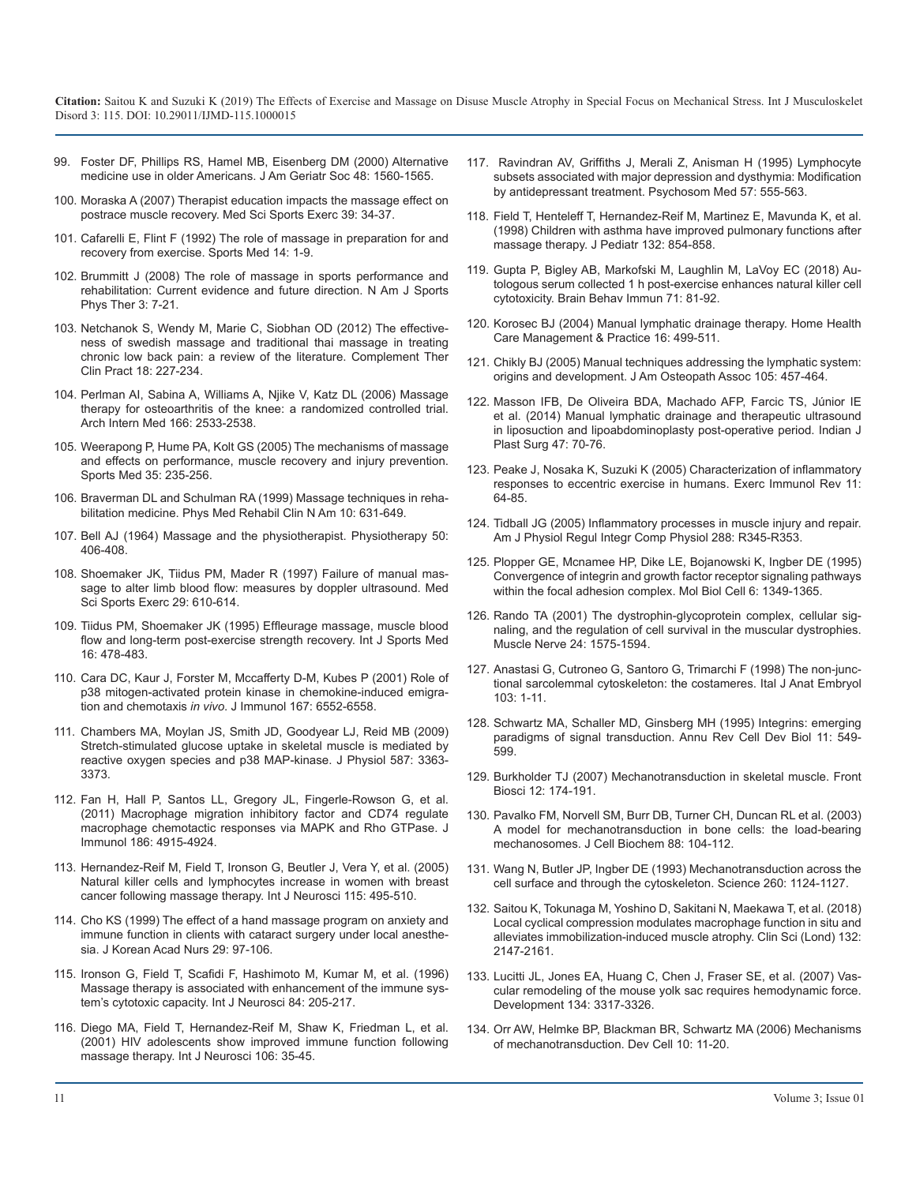99. Foster DF, Phillips RS, Hamel MB, Eisenberg DM (2000) Alternative medicine use in older Americans. J Am Geriatr Soc 48: 1560-1565.

100. Moraska A (2007) Therapist education impacts the massage effect on postrace muscle recovery. Med Sci Sports Exerc 39: 34-37.

101. Cafarelli E, Flint F (1992) The role of massage in preparation for and recovery from exercise. Sports Med 14: 1-9.

102. Brummitt J (2008) The role of massage in sports performance and rehabilitation: Current evidence and future direction. N Am J Sports Phys Ther 3: 7-21.

103. Netchanok S, Wendy M, Marie C, Siobhan OD (2012) The effectiveness of swedish massage and traditional thai massage in treating chronic low back pain: a review of the literature. Complement Ther Clin Pract 18: 227-234.

104. Perlman AI, Sabina A, Williams A, Njike V, Katz DL (2006) Massage therapy for osteoarthritis of the knee: a randomized controlled trial. Arch Intern Med 166: 2533-2538.

105. Weerapong P, Hume PA, Kolt GS (2005) The mechanisms of massage and effects on performance, muscle recovery and injury prevention. Sports Med 35: 235-256.

106. Braverman DL and Schulman RA (1999) Massage techniques in rehabilitation medicine. Phys Med Rehabil Clin N Am 10: 631-649.

107. Bell AJ (1964) Massage and the physiotherapist. Physiotherapy 50: 406-408.

108. Shoemaker JK, Tiidus PM, Mader R (1997) Failure of manual massage to alter limb blood flow: measures by doppler ultrasound. Med Sci Sports Exerc 29: 610-614.

109. Tiidus PM, Shoemaker JK (1995) Effleurage massage, muscle blood flow and long-term post-exercise strength recovery. Int J Sports Med 16: 478-483.

110. Cara DC, Kaur J, Forster M, Mccafferty D-M, Kubes P (2001) Role of p38 mitogen-activated protein kinase in chemokine-induced emigration and chemotaxis *in vivo*. J Immunol 167: 6552-6558.

111. Chambers MA, Moylan JS, Smith JD, Goodyear LJ, Reid MB (2009) Stretch-stimulated glucose uptake in skeletal muscle is mediated by reactive oxygen species and p38 MAP-kinase. J Physiol 587: 3363-3373.

112. Fan H, Hall P, Santos LL, Gregory JL, Fingerle-Rowson G, et al. (2011) Macrophage migration inhibitory factor and CD74 regulate macrophage chemotactic responses via MAPK and Rho GTPase. J Immunol 186: 4915-4924.

113. Hernandez-Reif M, Field T, Ironson G, Beutler J, Vera Y, et al. (2005) Natural killer cells and lymphocytes increase in women with breast cancer following massage therapy. Int J Neurosci 115: 495-510.

114. Cho KS (1999) The effect of a hand massage program on anxiety and immune function in clients with cataract surgery under local anesthesia. J Korean Acad Nurs 29: 97-106.

115. Ironson G, Field T, Scafidi F, Hashimoto M, Kumar M, et al. (1996) Massage therapy is associated with enhancement of the immune system's cytotoxic capacity. Int J Neurosci 84: 205-217.

116. Diego MA, Field T, Hernandez-Reif M, Shaw K, Friedman L, et al. (2001) HIV adolescents show improved immune function following massage therapy. Int J Neurosci 106: 35-45.

117. Ravindran AV, Griffiths J, Merali Z, Anisman H (1995) Lymphocyte subsets associated with major depression and dysthymia: Modification by antidepressant treatment. Psychosom Med 57: 555-563.

118. Field T, Henteleff T, Hernandez-Reif M, Martinez E, Mavunda K, et al. (1998) Children with asthma have improved pulmonary functions after massage therapy. J Pediatr 132: 854-858.

119. Gupta P, Bigley AB, Markofski M, Laughlin M, LaVoy EC (2018) Autologous serum collected 1 h post-exercise enhances natural killer cell cytotoxicity. Brain Behav Immun 71: 81-92.

120. Korosec BJ (2004) Manual lymphatic drainage therapy. Home Health Care Management & Practice 16: 499-511.

121. Chikly BJ (2005) Manual techniques addressing the lymphatic system: origins and development. J Am Osteopath Assoc 105: 457-464.

122. Masson IFB, De Oliveira BDA, Machado AFP, Farcic TS, Júnior IE et al. (2014) Manual lymphatic drainage and therapeutic ultrasound in liposuction and lipoabdominoplasty post-operative period. Indian J Plast Surg 47: 70-76.

123. Peake J, Nosaka K, Suzuki K (2005) Characterization of inflammatory responses to eccentric exercise in humans. Exerc Immunol Rev 11: 64-85.

124. Tidball JG (2005) Inflammatory processes in muscle injury and repair. Am J Physiol Regul Integr Comp Physiol 288: R345-R353.

125. Plopper GE, Mcnamee HP, Dike LE, Bojanowski K, Ingber DE (1995) Convergence of integrin and growth factor receptor signaling pathways within the focal adhesion complex. Mol Biol Cell 6: 1349-1365.

126. Rando TA (2001) The dystrophin-glycoprotein complex, cellular signaling, and the regulation of cell survival in the muscular dystrophies. Muscle Nerve 24: 1575-1594.

127. Anastasi G, Cutroneo G, Santoro G, Trimarchi F (1998) The non-junctional sarcolemmal cytoskeleton: the costameres. Ital J Anat Embryol 103: 1-11.

128. Schwartz MA, Schaller MD, Ginsberg MH (1995) Integrins: emerging paradigms of signal transduction. Annu Rev Cell Dev Biol 11: 549-599.

129. Burkholder TJ (2007) Mechanotransduction in skeletal muscle. Front Biosci 12: 174-191.

130. Pavalko FM, Norvell SM, Burr DB, Turner CH, Duncan RL et al. (2003) A model for mechanotransduction in bone cells: the load-bearing mechanosomes. J Cell Biochem 88: 104-112.

131. Wang N, Butler JP, Ingber DE (1993) Mechanotransduction across the cell surface and through the cytoskeleton. Science 260: 1124-1127.

132. Saitou K, Tokunaga M, Yoshino D, Sakitani N, Maekawa T, et al. (2018) Local cyclical compression modulates macrophage function in situ and alleviates immobilization-induced muscle atrophy. Clin Sci (Lond) 132: 2147-2161.

133. Lucitti JL, Jones EA, Huang C, Chen J, Fraser SE, et al. (2007) Vascular remodeling of the mouse yolk sac requires hemodynamic force. Development 134: 3317-3326.

134. Orr AW, Helmke BP, Blackman BR, Schwartz MA (2006) Mechanisms of mechanotransduction. Dev Cell 10: 11-20.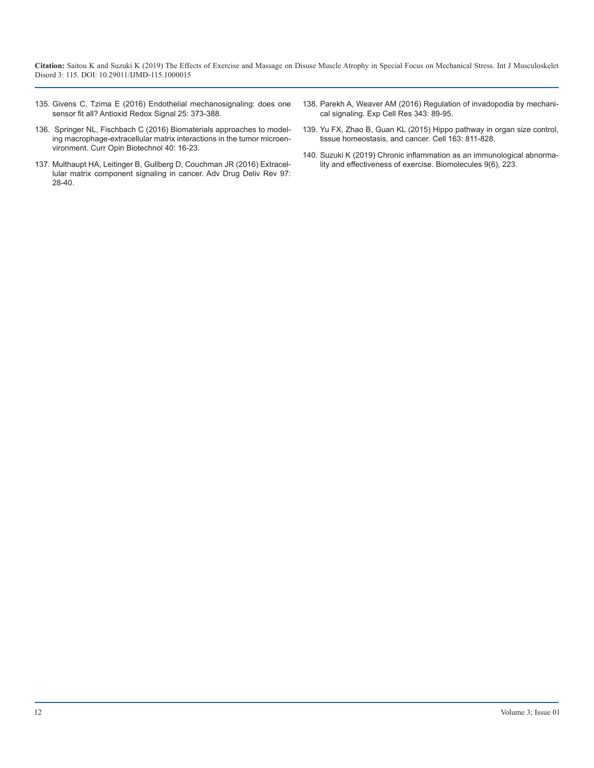135. Givens C, Tzima E (2016) Endothelial mechanosignaling: does one sensor fit all? Antioxid Redox Signal 25: 373-388.

136. Springer NL, Fischbach C (2016) Biomaterials approaches to modeling macrophage-extracellular matrix interactions in the tumor microenvironment. Curr Opin Biotechnol 40: 16-23.

137. Multhaupt HA, Leitinger B, Gullberg D, Couchman JR (2016) Extracellular matrix component signaling in cancer. Adv Drug Deliv Rev 97: 28-40.

138. Parekh A, Weaver AM (2016) Regulation of invadopodia by mechanical signaling. Exp Cell Res 343: 89-95.

139. Yu FX, Zhao B, Guan KL (2015) Hippo pathway in organ size control, tissue homeostasis, and cancer. Cell 163: 811-828.

140. Suzuki K (2019) Chronic inflammation as an immunological abnormality and effectiveness of exercise. Biomolecules 9(6), 223.